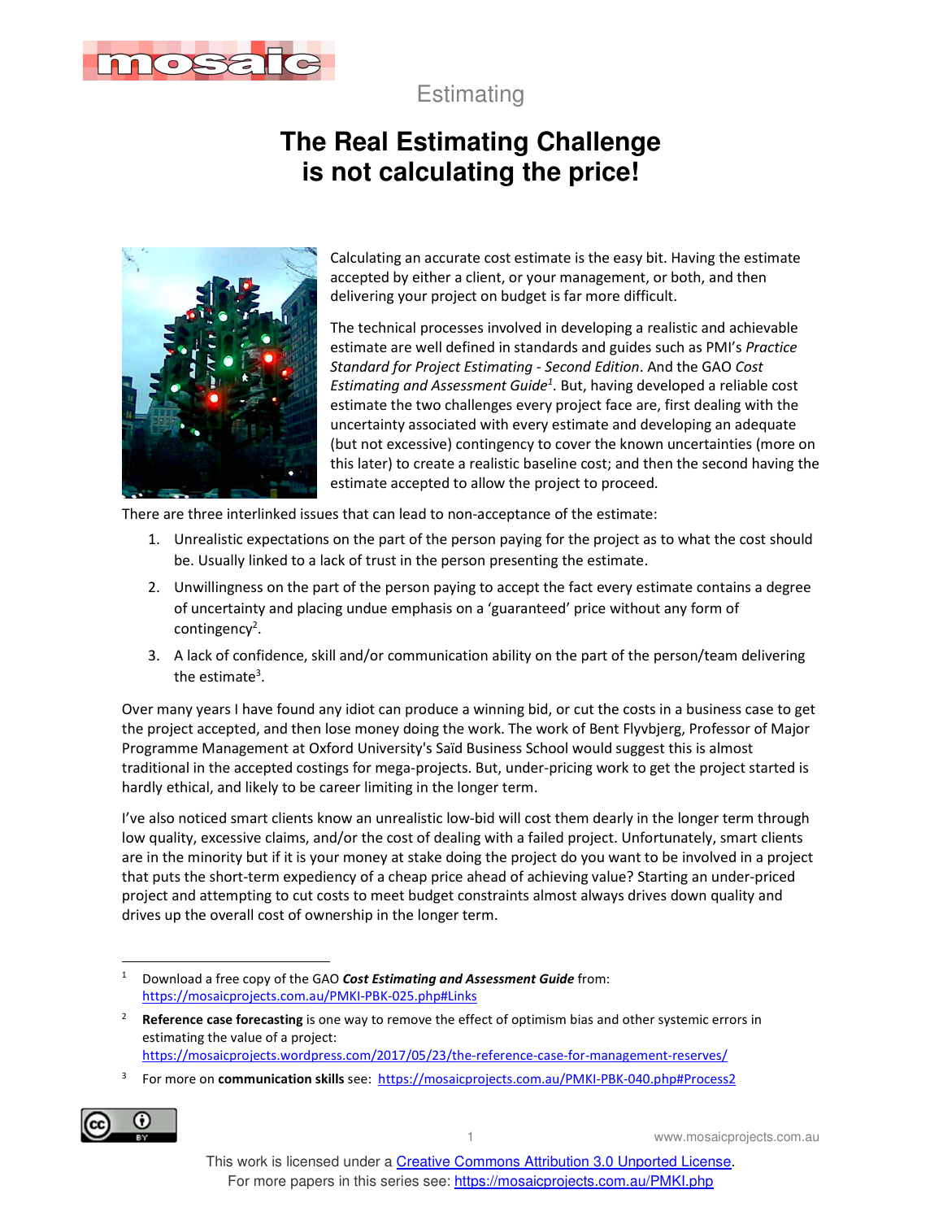Estimating

# The Real Estimating Challenge is not calculating the price!

Calculating an accurate cost estimate is the easy bit. Having the estimate accepted by either a client, or your management, or both, and then delivering your project on budget is far more difficult.

The technical processes involved in developing a realistic and achievable estimate are well defined in standards and guides such as PMI's *Practice Standard for Project Estimating - Second Edition*. And the GAO *Cost Estimating and Assessment Guide*[1]. But, having developed a reliable cost estimate the two challenges every project face are, first dealing with the uncertainty associated with every estimate and developing an adequate (but not excessive) contingency to cover the known uncertainties (more on this later) to create a realistic baseline cost; and then the second having the estimate accepted to allow the project to proceed.

There are three interlinked issues that can lead to non-acceptance of the estimate:

1. Unrealistic expectations on the part of the person paying for the project as to what the cost should be. Usually linked to a lack of trust in the person presenting the estimate.
2. Unwillingness on the part of the person paying to accept the fact every estimate contains a degree of uncertainty and placing undue emphasis on a 'guaranteed' price without any form of contingency[2].
3. A lack of confidence, skill and/or communication ability on the part of the person/team delivering the estimate[3].

Over many years I have found any idiot can produce a winning bid, or cut the costs in a business case to get the project accepted, and then lose money doing the work. The work of Bent Flyvbjerg, Professor of Major Programme Management at Oxford University's Saïd Business School would suggest this is almost traditional in the accepted costings for mega-projects. But, under-pricing work to get the project started is hardly ethical, and likely to be career limiting in the longer term.

I've also noticed smart clients know an unrealistic low-bid will cost them dearly in the longer term through low quality, excessive claims, and/or the cost of dealing with a failed project. Unfortunately, smart clients are in the minority but if it is your money at stake doing the project do you want to be involved in a project that puts the short-term expediency of a cheap price ahead of achieving value? Starting an under-priced project and attempting to cut costs to meet budget constraints almost always drives down quality and drives up the overall cost of ownership in the longer term.

---

[1] Download a free copy of the GAO ***Cost Estimating and Assessment Guide*** from: https://mosaicprojects.com.au/PMKI-PBK-025.php#Links

[2] **Reference case forecasting** is one way to remove the effect of optimism bias and other systemic errors in estimating the value of a project: https://mosaicprojects.wordpress.com/2017/05/23/the-reference-case-for-management-reserves/

[3] For more on **communication skills** see: https://mosaicprojects.com.au/PMKI-PBK-040.php#Process2

This work is licensed under a Creative Commons Attribution 3.0 Unported License.
For more papers in this series see: https://mosaicprojects.com.au/PMKI.php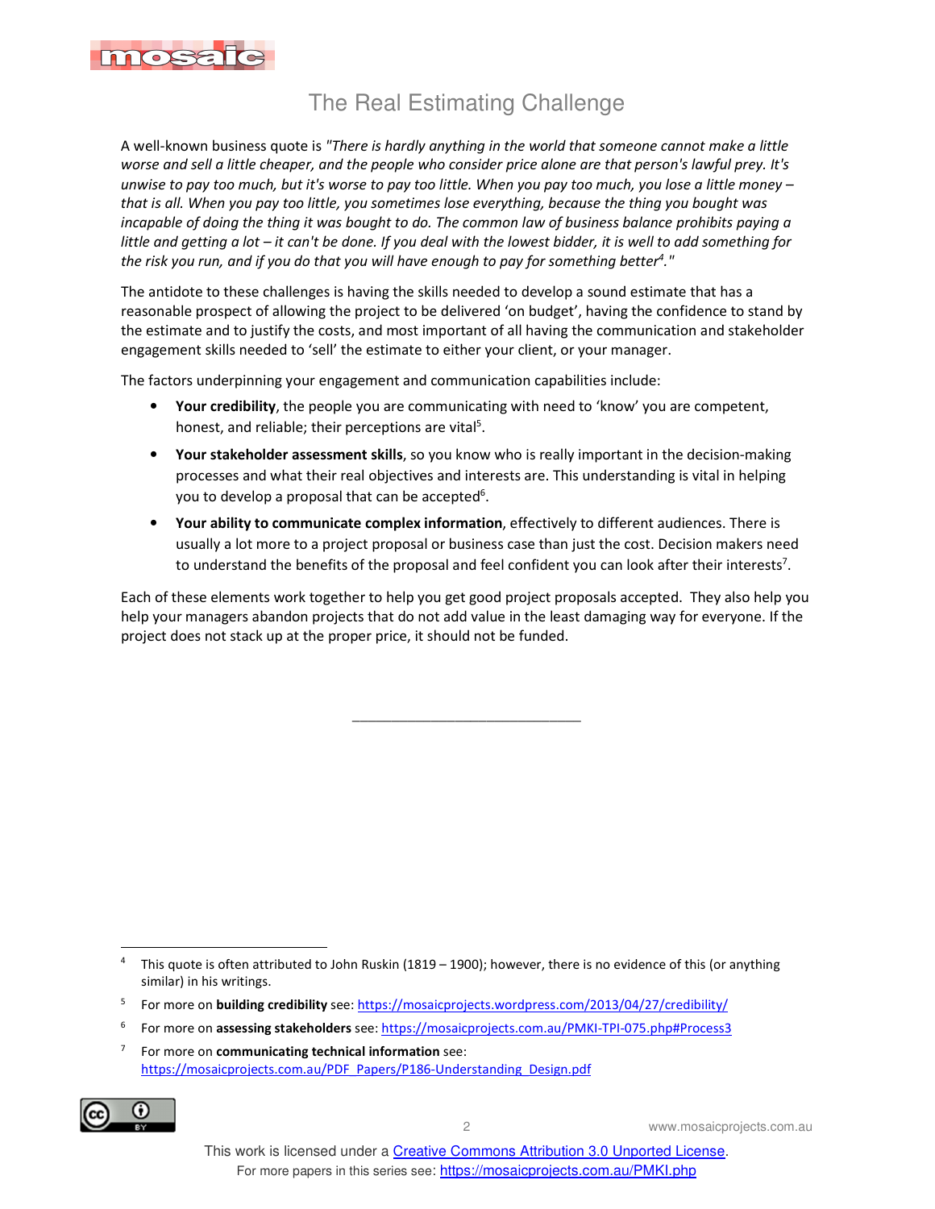# The Real Estimating Challenge

A well-known business quote is *"There is hardly anything in the world that someone cannot make a little worse and sell a little cheaper, and the people who consider price alone are that person's lawful prey. It's unwise to pay too much, but it's worse to pay too little. When you pay too much, you lose a little money – that is all. When you pay too little, you sometimes lose everything, because the thing you bought was incapable of doing the thing it was bought to do. The common law of business balance prohibits paying a little and getting a lot – it can't be done. If you deal with the lowest bidder, it is well to add something for the risk you run, and if you do that you will have enough to pay for something better[4]."*

The antidote to these challenges is having the skills needed to develop a sound estimate that has a reasonable prospect of allowing the project to be delivered 'on budget', having the confidence to stand by the estimate and to justify the costs, and most important of all having the communication and stakeholder engagement skills needed to 'sell' the estimate to either your client, or your manager.

The factors underpinning your engagement and communication capabilities include:

- **Your credibility**, the people you are communicating with need to 'know' you are competent, honest, and reliable; their perceptions are vital[5].
- **Your stakeholder assessment skills**, so you know who is really important in the decision-making processes and what their real objectives and interests are. This understanding is vital in helping you to develop a proposal that can be accepted[6].
- **Your ability to communicate complex information**, effectively to different audiences. There is usually a lot more to a project proposal or business case than just the cost. Decision makers need to understand the benefits of the proposal and feel confident you can look after their interests[7].

Each of these elements work together to help you get good project proposals accepted. They also help you help your managers abandon projects that do not add value in the least damaging way for everyone. If the project does not stack up at the proper price, it should not be funded.

______________________________

[4] This quote is often attributed to John Ruskin (1819 – 1900); however, there is no evidence of this (or anything similar) in his writings.

[5] For more on **building credibility** see: https://mosaicprojects.wordpress.com/2013/04/27/credibility/

[6] For more on **assessing stakeholders** see: https://mosaicprojects.com.au/PMKI-TPI-075.php#Process3

[7] For more on **communicating technical information** see: https://mosaicprojects.com.au/PDF_Papers/P186-Understanding_Design.pdf

This work is licensed under a Creative Commons Attribution 3.0 Unported License.
For more papers in this series see: https://mosaicprojects.com.au/PMKI.php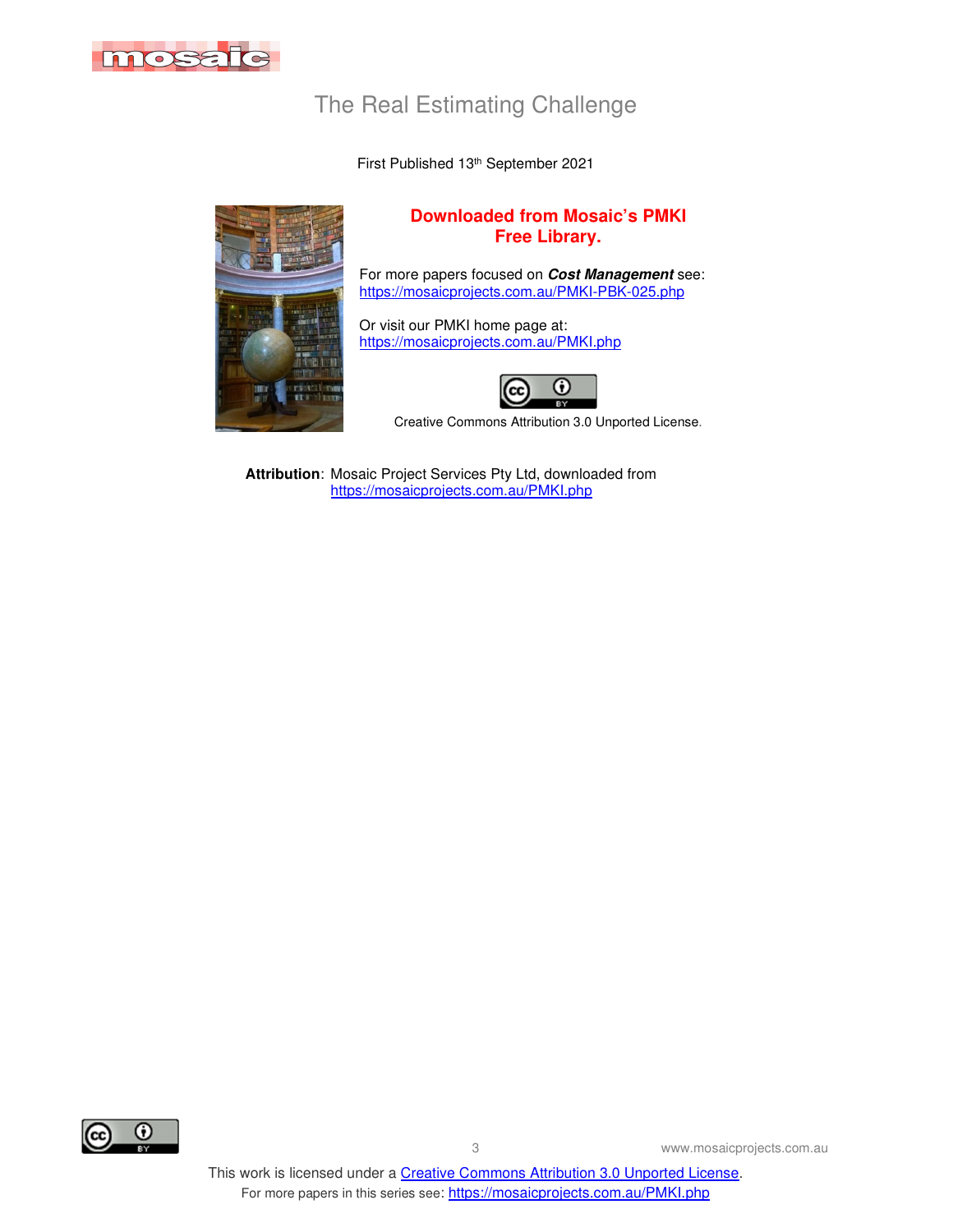# The Real Estimating Challenge

First Published 13th September 2021

**Downloaded from Mosaic's PMKI Free Library.**

For more papers focused on ***Cost Management*** see:
https://mosaicprojects.com.au/PMKI-PBK-025.php

Or visit our PMKI home page at:
https://mosaicprojects.com.au/PMKI.php

Creative Commons Attribution 3.0 Unported License.

**Attribution**: Mosaic Project Services Pty Ltd, downloaded from https://mosaicprojects.com.au/PMKI.php